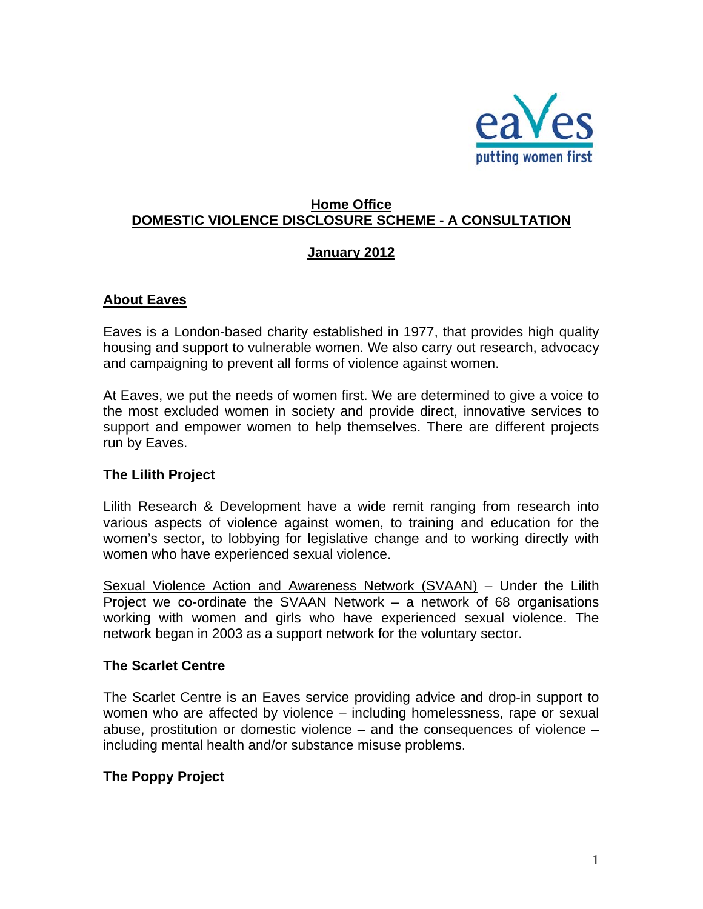eaves
putting women first

# Home Office
# DOMESTIC VIOLENCE DISCLOSURE SCHEME - A CONSULTATION

## January 2012

## About Eaves

Eaves is a London-based charity established in 1977, that provides high quality housing and support to vulnerable women. We also carry out research, advocacy and campaigning to prevent all forms of violence against women.

At Eaves, we put the needs of women first. We are determined to give a voice to the most excluded women in society and provide direct, innovative services to support and empower women to help themselves. There are different projects run by Eaves.

### The Lilith Project

Lilith Research & Development have a wide remit ranging from research into various aspects of violence against women, to training and education for the women's sector, to lobbying for legislative change and to working directly with women who have experienced sexual violence.

Sexual Violence Action and Awareness Network (SVAAN) – Under the Lilith Project we co-ordinate the SVAAN Network – a network of 68 organisations working with women and girls who have experienced sexual violence. The network began in 2003 as a support network for the voluntary sector.

### The Scarlet Centre

The Scarlet Centre is an Eaves service providing advice and drop-in support to women who are affected by violence – including homelessness, rape or sexual abuse, prostitution or domestic violence – and the consequences of violence – including mental health and/or substance misuse problems.

### The Poppy Project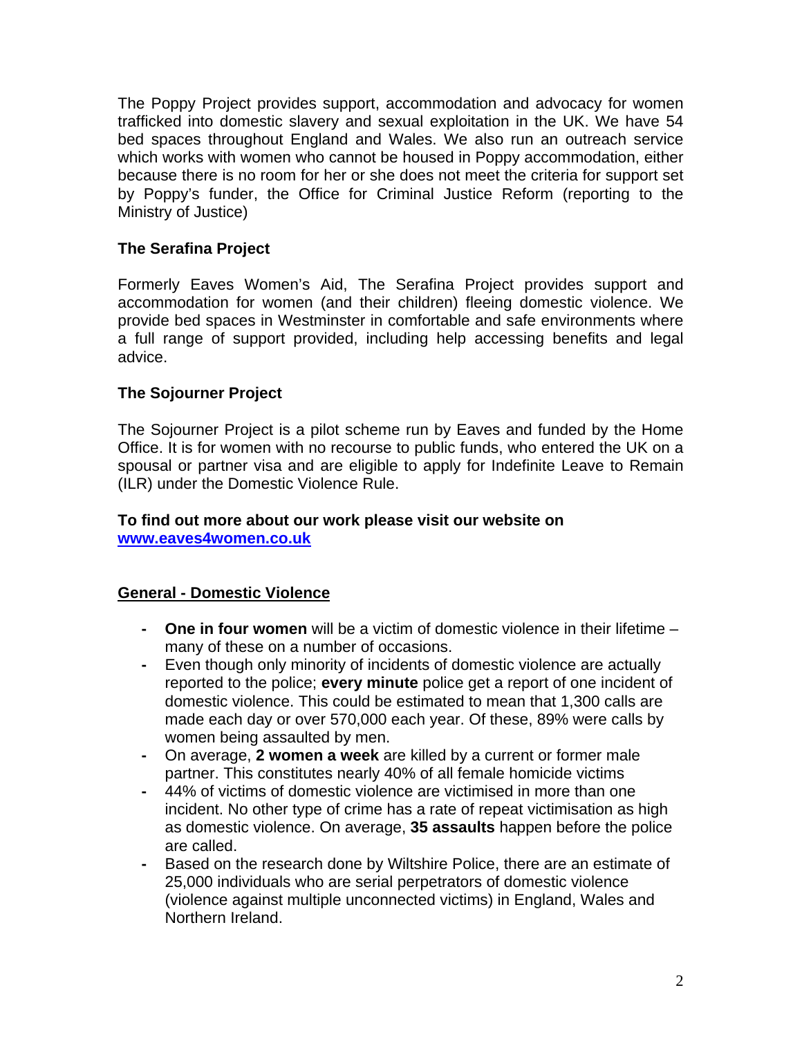The Poppy Project provides support, accommodation and advocacy for women trafficked into domestic slavery and sexual exploitation in the UK. We have 54 bed spaces throughout England and Wales. We also run an outreach service which works with women who cannot be housed in Poppy accommodation, either because there is no room for her or she does not meet the criteria for support set by Poppy's funder, the Office for Criminal Justice Reform (reporting to the Ministry of Justice)

### The Serafina Project

Formerly Eaves Women's Aid, The Serafina Project provides support and accommodation for women (and their children) fleeing domestic violence. We provide bed spaces in Westminster in comfortable and safe environments where a full range of support provided, including help accessing benefits and legal advice.

### The Sojourner Project

The Sojourner Project is a pilot scheme run by Eaves and funded by the Home Office. It is for women with no recourse to public funds, who entered the UK on a spousal or partner visa and are eligible to apply for Indefinite Leave to Remain (ILR) under the Domestic Violence Rule.

**To find out more about our work please visit our website on [www.eaves4women.co.uk](http://www.eaves4women.co.uk)**

## General - Domestic Violence

- **One in four women** will be a victim of domestic violence in their lifetime – many of these on a number of occasions.
- Even though only minority of incidents of domestic violence are actually reported to the police; **every minute** police get a report of one incident of domestic violence. This could be estimated to mean that 1,300 calls are made each day or over 570,000 each year. Of these, 89% were calls by women being assaulted by men.
- On average, **2 women a week** are killed by a current or former male partner. This constitutes nearly 40% of all female homicide victims
- 44% of victims of domestic violence are victimised in more than one incident. No other type of crime has a rate of repeat victimisation as high as domestic violence. On average, **35 assaults** happen before the police are called.
- Based on the research done by Wiltshire Police, there are an estimate of 25,000 individuals who are serial perpetrators of domestic violence (violence against multiple unconnected victims) in England, Wales and Northern Ireland.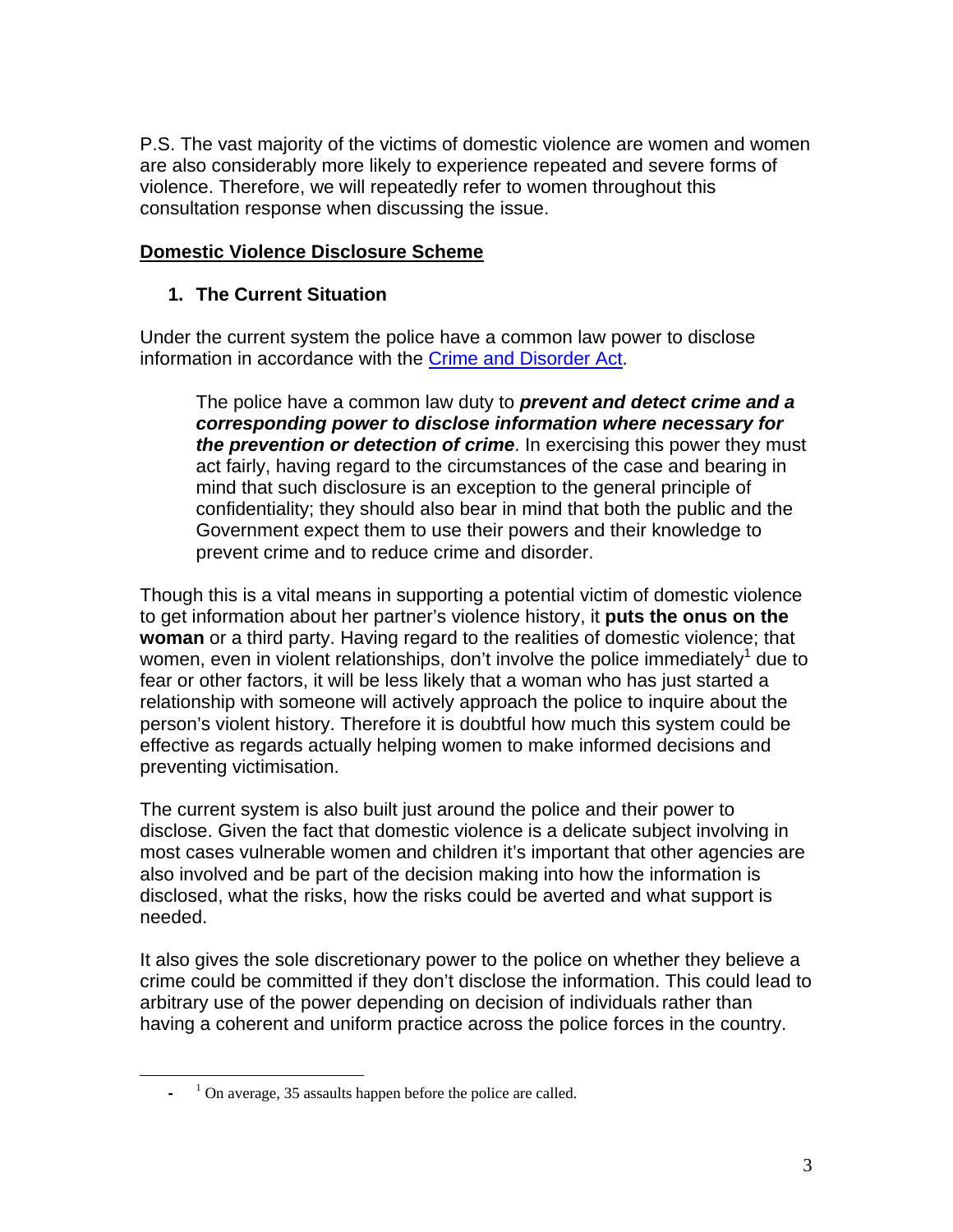P.S. The vast majority of the victims of domestic violence are women and women are also considerably more likely to experience repeated and severe forms of violence. Therefore, we will repeatedly refer to women throughout this consultation response when discussing the issue.

## Domestic Violence Disclosure Scheme

### 1. The Current Situation

Under the current system the police have a common law power to disclose information in accordance with the [Crime and Disorder Act](#).

> The police have a common law duty to ***prevent and detect crime and a corresponding power to disclose information where necessary for the prevention or detection of crime***. In exercising this power they must act fairly, having regard to the circumstances of the case and bearing in mind that such disclosure is an exception to the general principle of confidentiality; they should also bear in mind that both the public and the Government expect them to use their powers and their knowledge to prevent crime and to reduce crime and disorder.

Though this is a vital means in supporting a potential victim of domestic violence to get information about her partner's violence history, it **puts the onus on the woman** or a third party. Having regard to the realities of domestic violence; that women, even in violent relationships, don't involve the police immediately[1] due to fear or other factors, it will be less likely that a woman who has just started a relationship with someone will actively approach the police to inquire about the person's violent history. Therefore it is doubtful how much this system could be effective as regards actually helping women to make informed decisions and preventing victimisation.

The current system is also built just around the police and their power to disclose. Given the fact that domestic violence is a delicate subject involving in most cases vulnerable women and children it's important that other agencies are also involved and be part of the decision making into how the information is disclosed, what the risks, how the risks could be averted and what support is needed.

It also gives the sole discretionary power to the police on whether they believe a crime could be committed if they don't disclose the information. This could lead to arbitrary use of the power depending on decision of individuals rather than having a coherent and uniform practice across the police forces in the country.

- [1] On average, 35 assaults happen before the police are called.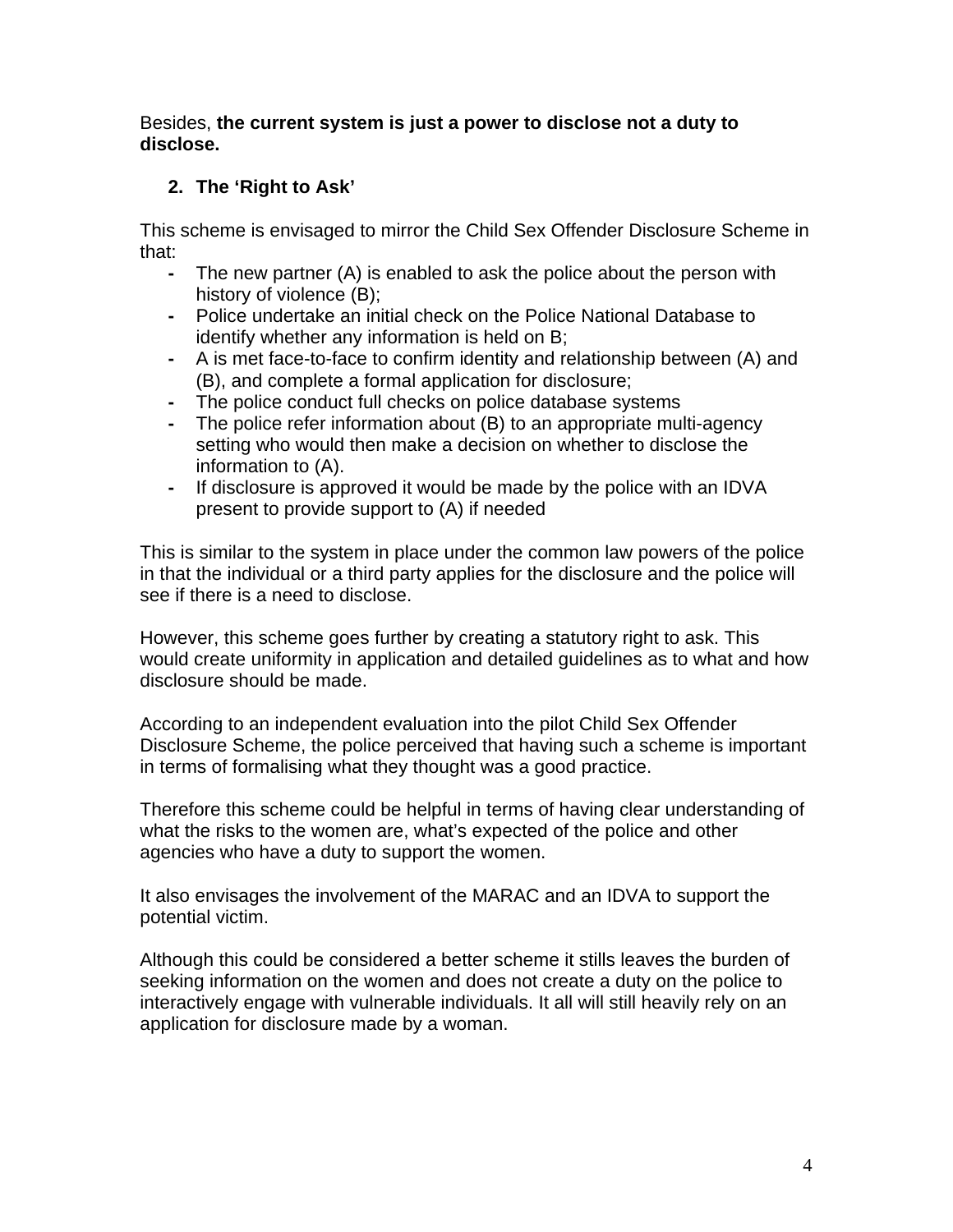Besides, **the current system is just a power to disclose not a duty to disclose.**

## 2. The 'Right to Ask'

This scheme is envisaged to mirror the Child Sex Offender Disclosure Scheme in that:

- The new partner (A) is enabled to ask the police about the person with history of violence (B);
- Police undertake an initial check on the Police National Database to identify whether any information is held on B;
- A is met face-to-face to confirm identity and relationship between (A) and (B), and complete a formal application for disclosure;
- The police conduct full checks on police database systems
- The police refer information about (B) to an appropriate multi-agency setting who would then make a decision on whether to disclose the information to (A).
- If disclosure is approved it would be made by the police with an IDVA present to provide support to (A) if needed

This is similar to the system in place under the common law powers of the police in that the individual or a third party applies for the disclosure and the police will see if there is a need to disclose.

However, this scheme goes further by creating a statutory right to ask. This would create uniformity in application and detailed guidelines as to what and how disclosure should be made.

According to an independent evaluation into the pilot Child Sex Offender Disclosure Scheme, the police perceived that having such a scheme is important in terms of formalising what they thought was a good practice.

Therefore this scheme could be helpful in terms of having clear understanding of what the risks to the women are, what's expected of the police and other agencies who have a duty to support the women.

It also envisages the involvement of the MARAC and an IDVA to support the potential victim.

Although this could be considered a better scheme it stills leaves the burden of seeking information on the women and does not create a duty on the police to interactively engage with vulnerable individuals. It all will still heavily rely on an application for disclosure made by a woman.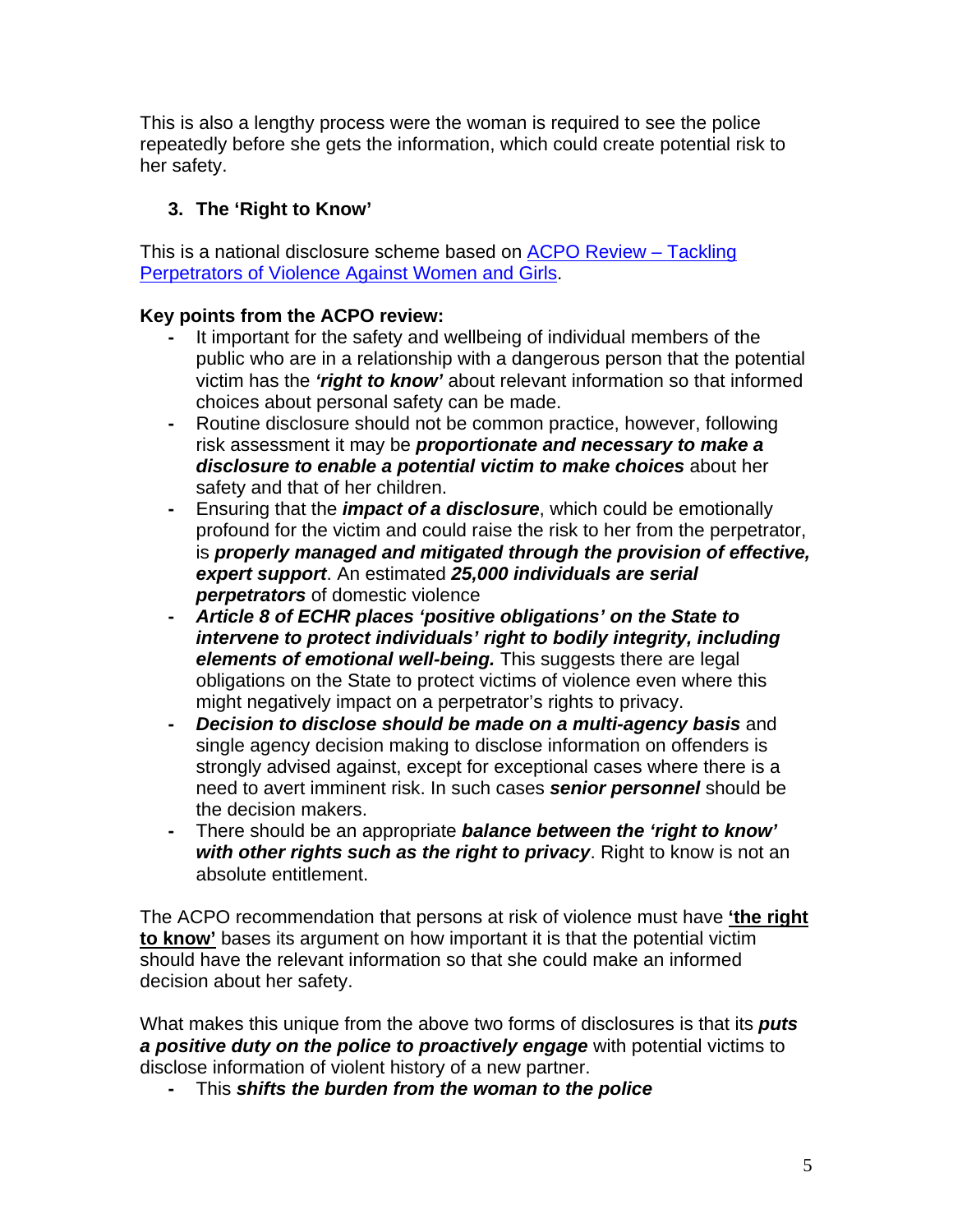This is also a lengthy process were the woman is required to see the police repeatedly before she gets the information, which could create potential risk to her safety.

3. **The 'Right to Know'**

This is a national disclosure scheme based on [ACPO Review – Tackling Perpetrators of Violence Against Women and Girls](#).

**Key points from the ACPO review:**

- It important for the safety and wellbeing of individual members of the public who are in a relationship with a dangerous person that the potential victim has the ***'right to know'*** about relevant information so that informed choices about personal safety can be made.
- Routine disclosure should not be common practice, however, following risk assessment it may be ***proportionate and necessary to make a disclosure to enable a potential victim to make choices*** about her safety and that of her children.
- Ensuring that the ***impact of a disclosure***, which could be emotionally profound for the victim and could raise the risk to her from the perpetrator, is ***properly managed and mitigated through the provision of effective, expert support***. An estimated ***25,000 individuals are serial perpetrators*** of domestic violence
- ***Article 8 of ECHR places 'positive obligations' on the State to intervene to protect individuals' right to bodily integrity, including elements of emotional well-being.*** This suggests there are legal obligations on the State to protect victims of violence even where this might negatively impact on a perpetrator's rights to privacy.
- ***Decision to disclose should be made on a multi-agency basis*** and single agency decision making to disclose information on offenders is strongly advised against, except for exceptional cases where there is a need to avert imminent risk. In such cases ***senior personnel*** should be the decision makers.
- There should be an appropriate ***balance between the 'right to know' with other rights such as the right to privacy***. Right to know is not an absolute entitlement.

The ACPO recommendation that persons at risk of violence must have **'the right to know'** bases its argument on how important it is that the potential victim should have the relevant information so that she could make an informed decision about her safety.

What makes this unique from the above two forms of disclosures is that its ***puts a positive duty on the police to proactively engage*** with potential victims to disclose information of violent history of a new partner.

- This ***shifts the burden from the woman to the police***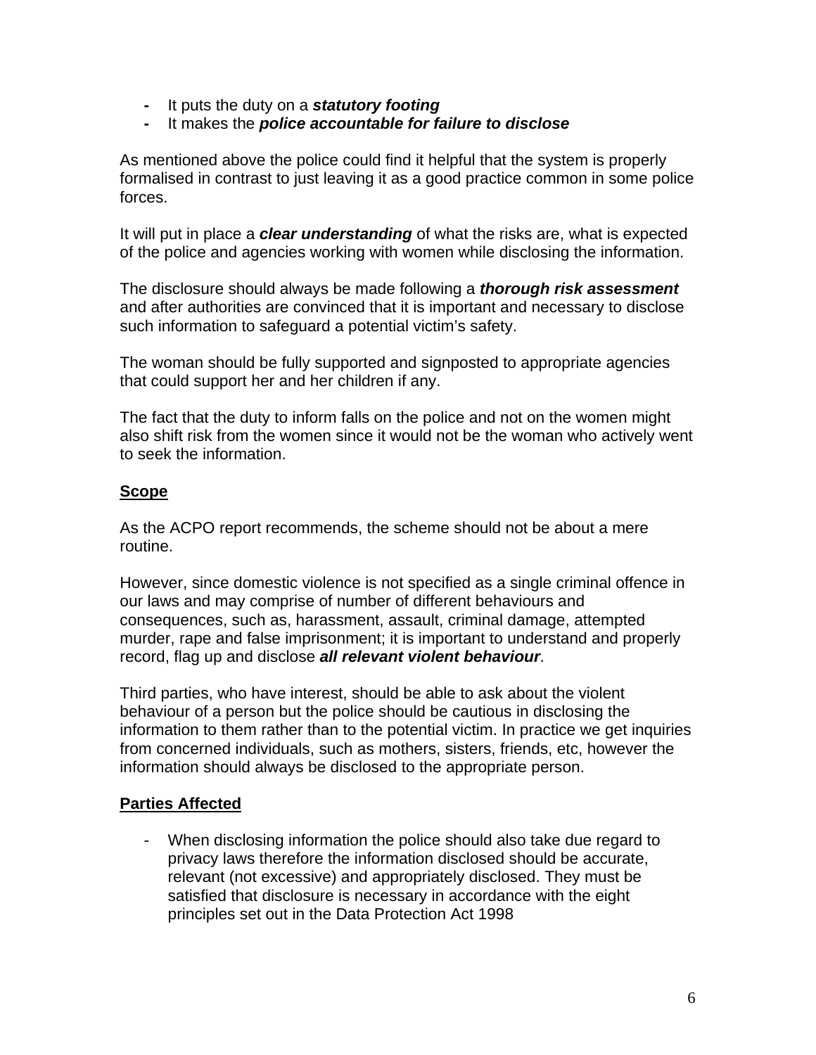- It puts the duty on a ***statutory footing***
- It makes the ***police accountable for failure to disclose***

As mentioned above the police could find it helpful that the system is properly formalised in contrast to just leaving it as a good practice common in some police forces.

It will put in place a ***clear understanding*** of what the risks are, what is expected of the police and agencies working with women while disclosing the information.

The disclosure should always be made following a ***thorough risk assessment*** and after authorities are convinced that it is important and necessary to disclose such information to safeguard a potential victim's safety.

The woman should be fully supported and signposted to appropriate agencies that could support her and her children if any.

The fact that the duty to inform falls on the police and not on the women might also shift risk from the women since it would not be the woman who actively went to seek the information.

**<u>Scope</u>**

As the ACPO report recommends, the scheme should not be about a mere routine.

However, since domestic violence is not specified as a single criminal offence in our laws and may comprise of number of different behaviours and consequences, such as, harassment, assault, criminal damage, attempted murder, rape and false imprisonment; it is important to understand and properly record, flag up and disclose ***all relevant violent behaviour***.

Third parties, who have interest, should be able to ask about the violent behaviour of a person but the police should be cautious in disclosing the information to them rather than to the potential victim. In practice we get inquiries from concerned individuals, such as mothers, sisters, friends, etc, however the information should always be disclosed to the appropriate person.

**<u>Parties Affected</u>**

- When disclosing information the police should also take due regard to privacy laws therefore the information disclosed should be accurate, relevant (not excessive) and appropriately disclosed. They must be satisfied that disclosure is necessary in accordance with the eight principles set out in the Data Protection Act 1998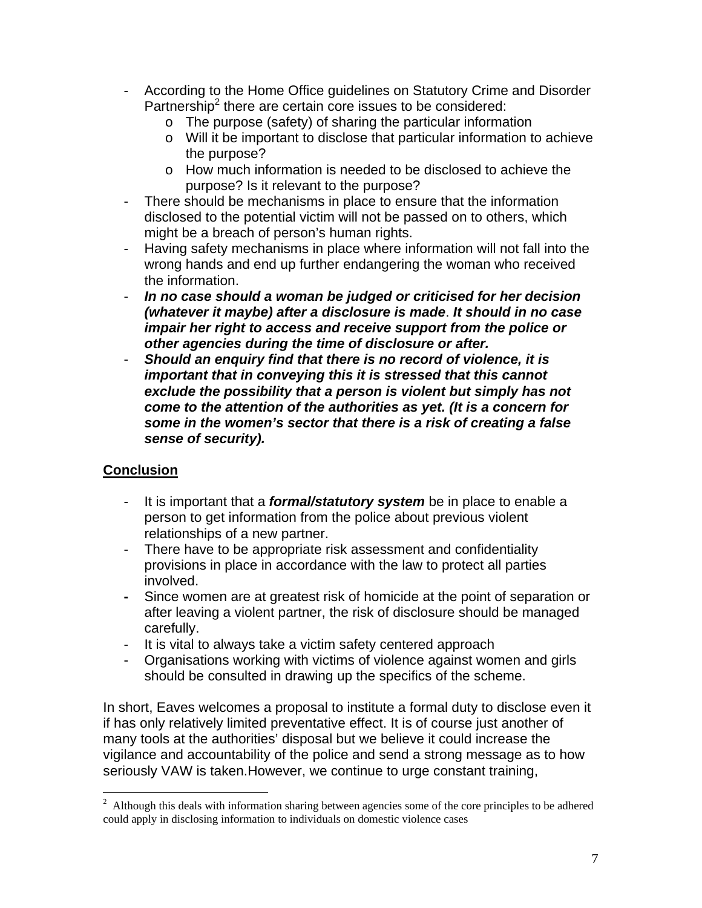- According to the Home Office guidelines on Statutory Crime and Disorder Partnership[2] there are certain core issues to be considered:
  - The purpose (safety) of sharing the particular information
  - Will it be important to disclose that particular information to achieve the purpose?
  - How much information is needed to be disclosed to achieve the purpose? Is it relevant to the purpose?
- There should be mechanisms in place to ensure that the information disclosed to the potential victim will not be passed on to others, which might be a breach of person's human rights.
- Having safety mechanisms in place where information will not fall into the wrong hands and end up further endangering the woman who received the information.
- ***In no case should a woman be judged or criticised for her decision (whatever it maybe) after a disclosure is made***. ***It should in no case impair her right to access and receive support from the police or other agencies during the time of disclosure or after.***
- ***Should an enquiry find that there is no record of violence, it is important that in conveying this it is stressed that this cannot exclude the possibility that a person is violent but simply has not come to the attention of the authorities as yet. (It is a concern for some in the women's sector that there is a risk of creating a false sense of security).***

## Conclusion

- It is important that a ***formal/statutory system*** be in place to enable a person to get information from the police about previous violent relationships of a new partner.
- There have to be appropriate risk assessment and confidentiality provisions in place in accordance with the law to protect all parties involved.
- Since women are at greatest risk of homicide at the point of separation or after leaving a violent partner, the risk of disclosure should be managed carefully.
- It is vital to always take a victim safety centered approach
- Organisations working with victims of violence against women and girls should be consulted in drawing up the specifics of the scheme.

In short, Eaves welcomes a proposal to institute a formal duty to disclose even it if has only relatively limited preventative effect. It is of course just another of many tools at the authorities' disposal but we believe it could increase the vigilance and accountability of the police and send a strong message as to how seriously VAW is taken.However, we continue to urge constant training,

[2] Although this deals with information sharing between agencies some of the core principles to be adhered could apply in disclosing information to individuals on domestic violence cases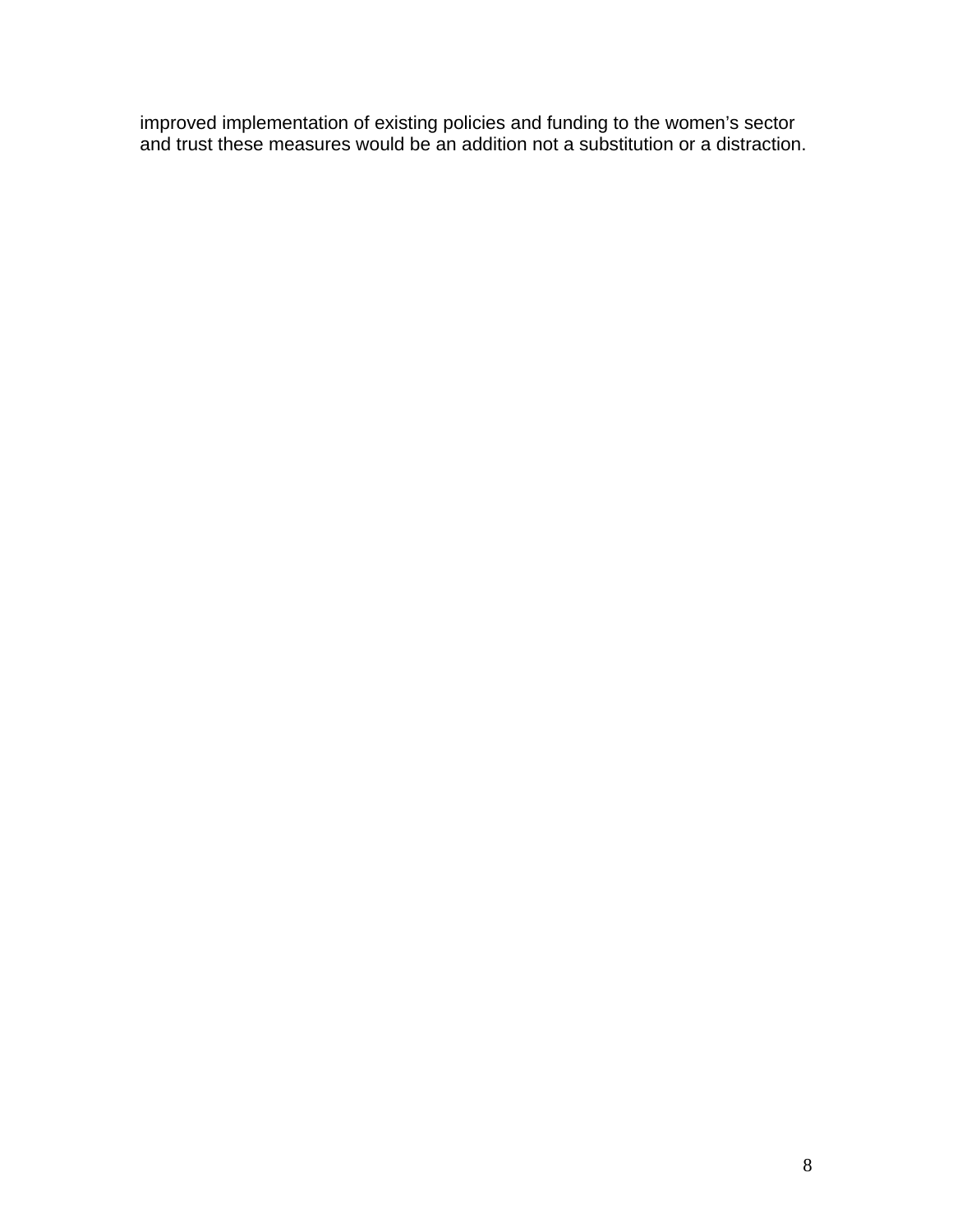improved implementation of existing policies and funding to the women's sector and trust these measures would be an addition not a substitution or a distraction.